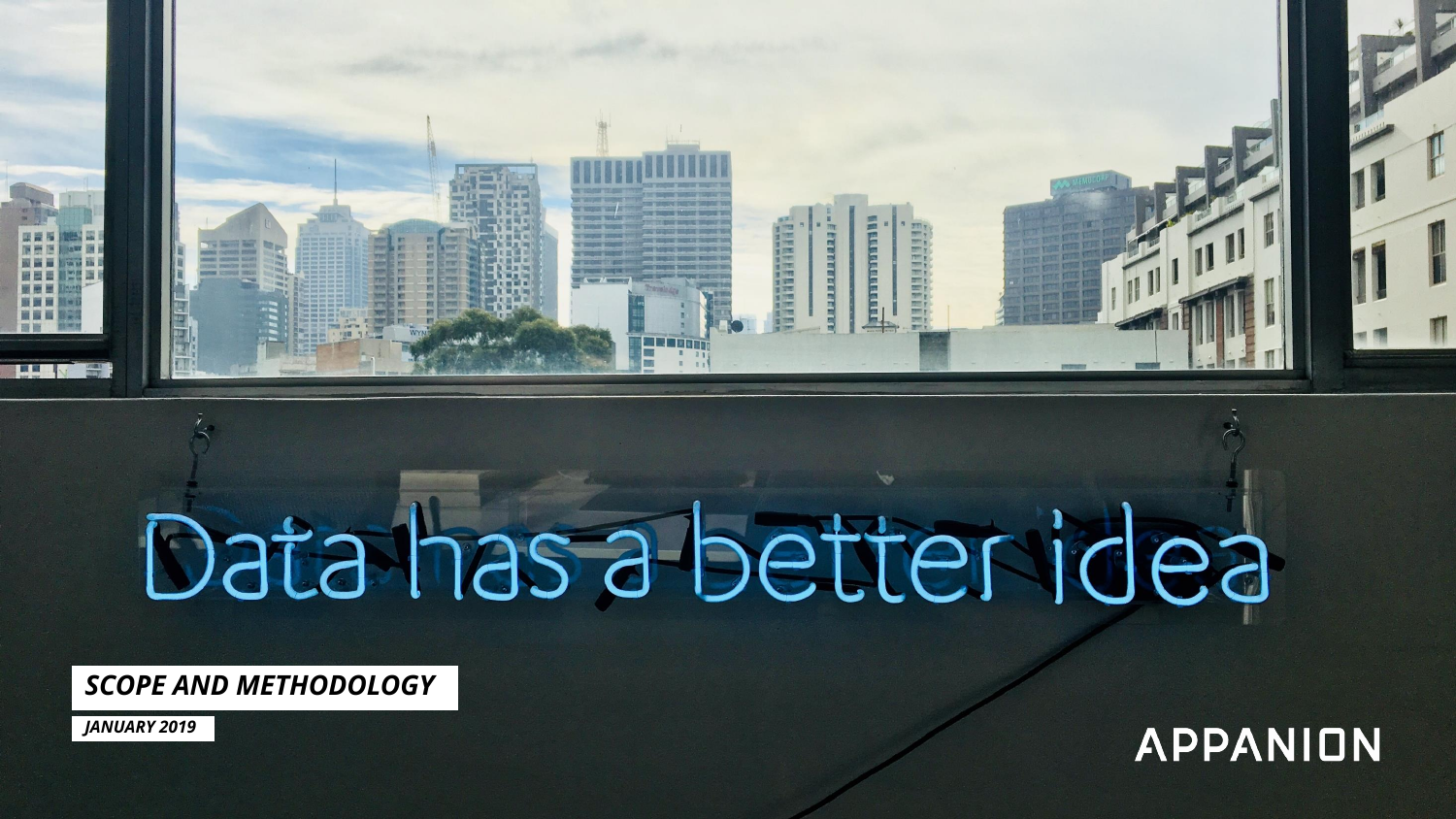# SCOPE AND METHODOLOGY

*JANUARY 2019*

APPANION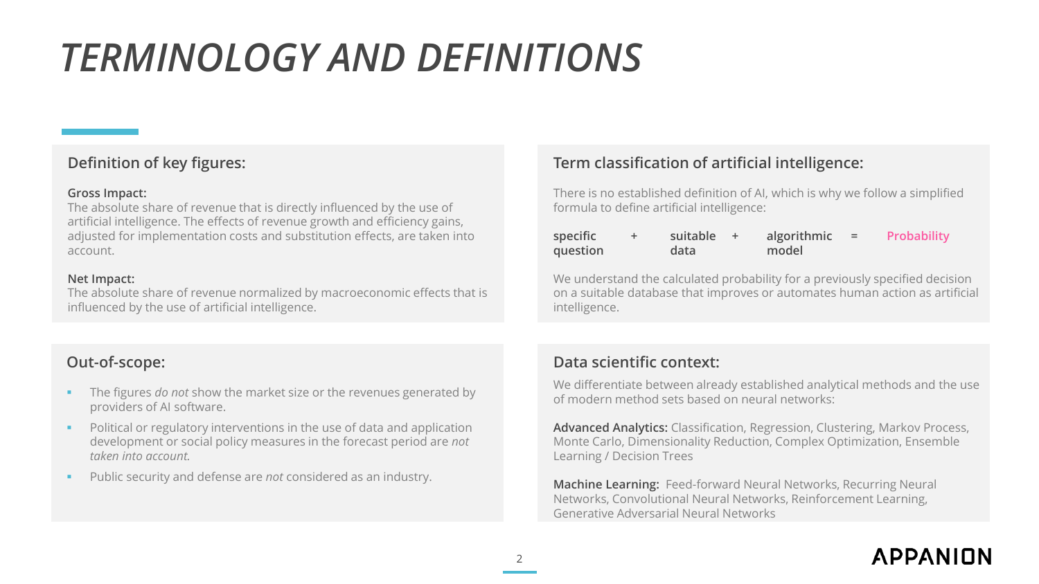# TERMINOLOGY AND DEFINITIONS

## Definition of key figures:

**Gross Impact:**
The absolute share of revenue that is directly influenced by the use of artificial intelligence. The effects of revenue growth and efficiency gains, adjusted for implementation costs and substitution effects, are taken into account.

**Net Impact:**
The absolute share of revenue normalized by macroeconomic effects that is influenced by the use of artificial intelligence.

## Term classification of artificial intelligence:

There is no established definition of AI, which is why we follow a simplified formula to define artificial intelligence:

**specific question** + **suitable data** + **algorithmic model** = **Probability**

We understand the calculated probability for a previously specified decision on a suitable database that improves or automates human action as artificial intelligence.

## Out-of-scope:

- The figures *do not* show the market size or the revenues generated by providers of AI software.
- Political or regulatory interventions in the use of data and application development or social policy measures in the forecast period are *not taken into account.*
- Public security and defense are *not* considered as an industry.

## Data scientific context:

We differentiate between already established analytical methods and the use of modern method sets based on neural networks:

**Advanced Analytics:** Classification, Regression, Clustering, Markov Process, Monte Carlo, Dimensionality Reduction, Complex Optimization, Ensemble Learning / Decision Trees

**Machine Learning:** Feed-forward Neural Networks, Recurring Neural Networks, Convolutional Neural Networks, Reinforcement Learning, Generative Adversarial Neural Networks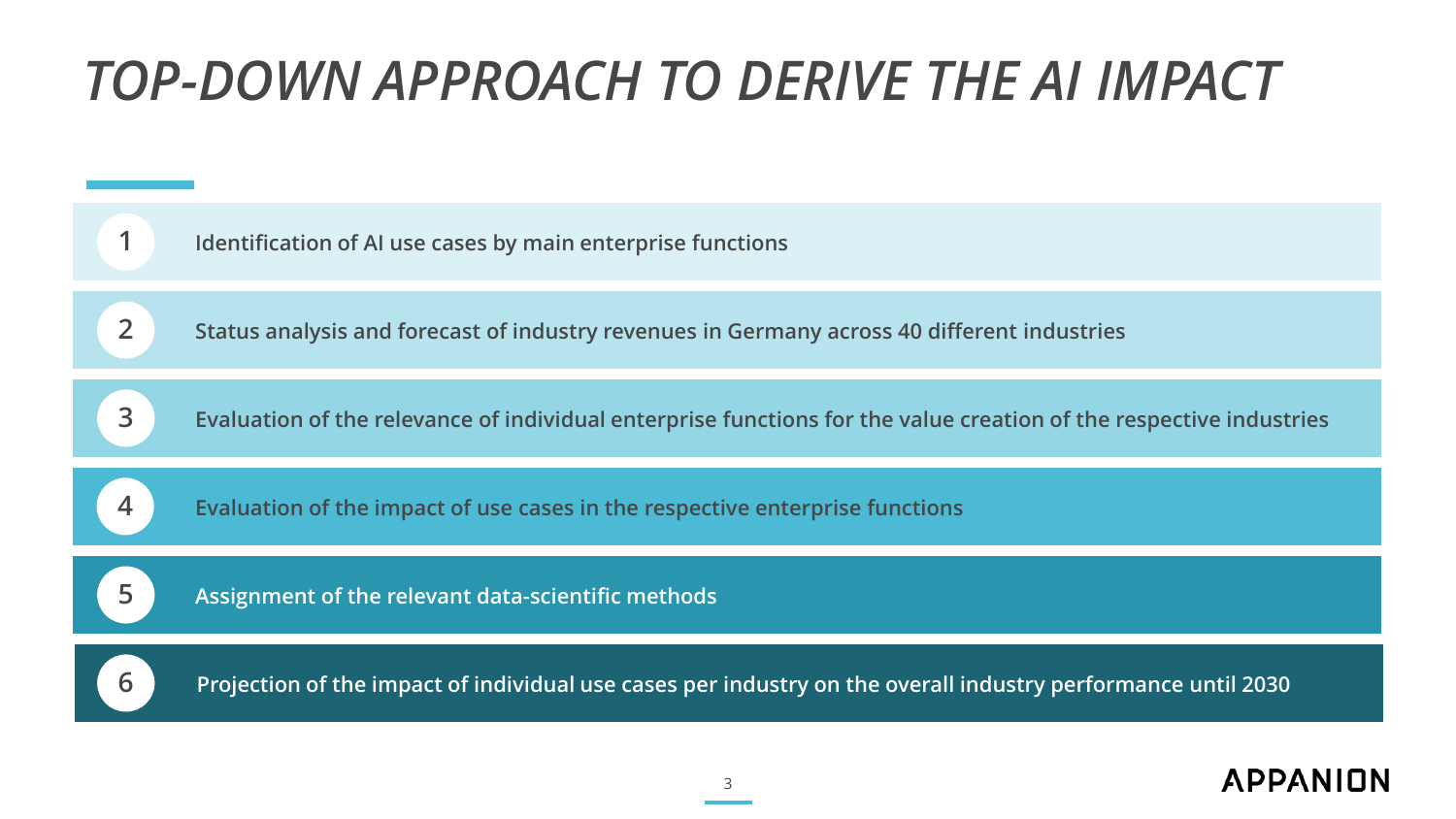# *TOP-DOWN APPROACH TO DERIVE THE AI IMPACT*

1. Identification of AI use cases by main enterprise functions
2. Status analysis and forecast of industry revenues in Germany across 40 different industries
3. Evaluation of the relevance of individual enterprise functions for the value creation of the respective industries
4. Evaluation of the impact of use cases in the respective enterprise functions
5. Assignment of the relevant data-scientific methods
6. Projection of the impact of individual use cases per industry on the overall industry performance until 2030

APPANION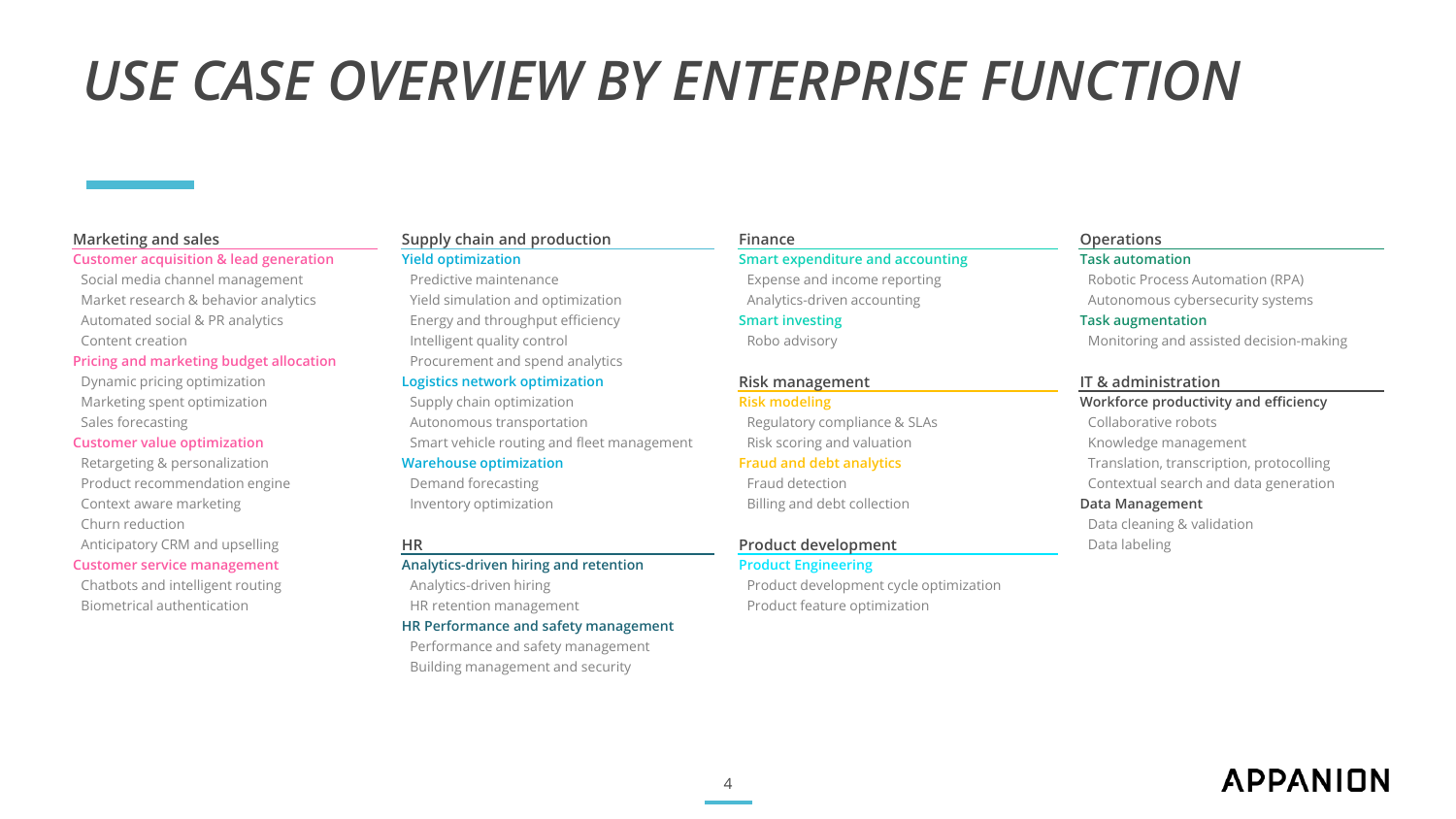# USE CASE OVERVIEW BY ENTERPRISE FUNCTION

## Marketing and sales

### Customer acquisition & lead generation
- Social media channel management
- Market research & behavior analytics
- Automated social & PR analytics
- Content creation

### Pricing and marketing budget allocation
- Dynamic pricing optimization
- Marketing spent optimization
- Sales forecasting

### Customer value optimization
- Retargeting & personalization
- Product recommendation engine
- Context aware marketing
- Churn reduction
- Anticipatory CRM and upselling

### Customer service management
- Chatbots and intelligent routing
- Biometrical authentication

## Supply chain and production

### Yield optimization
- Predictive maintenance
- Yield simulation and optimization
- Energy and throughput efficiency
- Intelligent quality control
- Procurement and spend analytics

### Logistics network optimization
- Supply chain optimization
- Autonomous transportation
- Smart vehicle routing and fleet management

### Warehouse optimization
- Demand forecasting
- Inventory optimization

## HR

### Analytics-driven hiring and retention
- Analytics-driven hiring
- HR retention management

### HR Performance and safety management
- Performance and safety management
- Building management and security

## Finance

### Smart expenditure and accounting
- Expense and income reporting
- Analytics-driven accounting

### Smart investing
- Robo advisory

## Risk management

### Risk modeling
- Regulatory compliance & SLAs
- Risk scoring and valuation

### Fraud and debt analytics
- Fraud detection
- Billing and debt collection

## Product development

### Product Engineering
- Product development cycle optimization
- Product feature optimization

## Operations

### Task automation
- Robotic Process Automation (RPA)
- Autonomous cybersecurity systems

### Task augmentation
- Monitoring and assisted decision-making

## IT & administration

### Workforce productivity and efficiency
- Collaborative robots
- Knowledge management
- Translation, transcription, protocolling
- Contextual search and data generation

### Data Management
- Data cleaning & validation
- Data labeling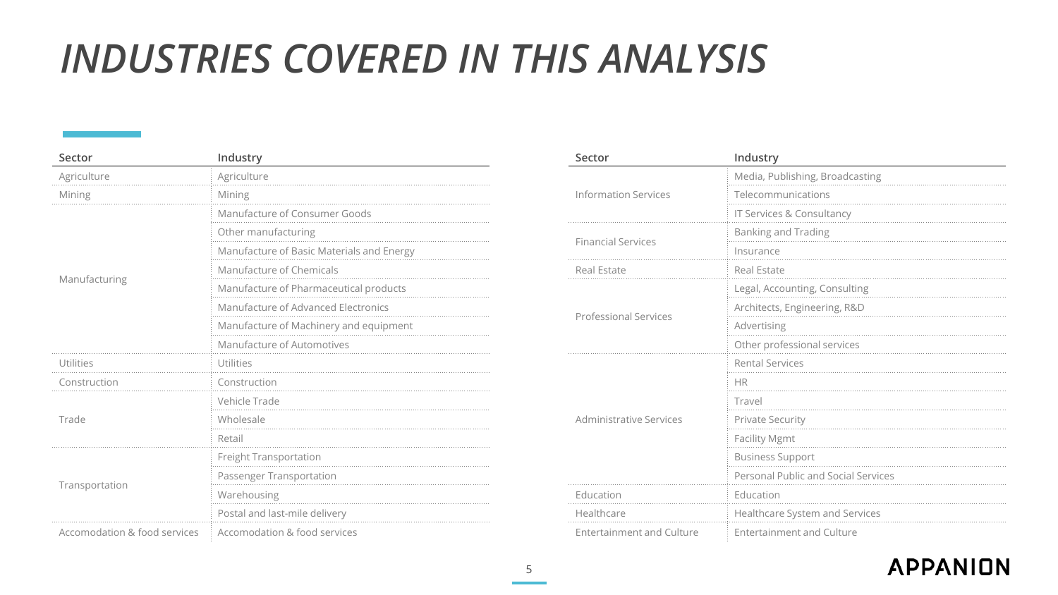# INDUSTRIES COVERED IN THIS ANALYSIS

| Sector | Industry |
|---|---|
| Agriculture | Agriculture |
| Mining | Mining |
| Manufacturing | Manufacture of Consumer Goods |
| | Other manufacturing |
| | Manufacture of Basic Materials and Energy |
| | Manufacture of Chemicals |
| | Manufacture of Pharmaceutical products |
| | Manufacture of Advanced Electronics |
| | Manufacture of Machinery and equipment |
| | Manufacture of Automotives |
| Utilities | Utilities |
| Construction | Construction |
| Trade | Vehicle Trade |
| | Wholesale |
| | Retail |
| Transportation | Freight Transportation |
| | Passenger Transportation |
| | Warehousing |
| | Postal and last-mile delivery |
| Accomodation & food services | Accomodation & food services |

| Sector | Industry |
|---|---|
| Information Services | Media, Publishing, Broadcasting |
| | Telecommunications |
| | IT Services & Consultancy |
| Financial Services | Banking and Trading |
| | Insurance |
| Real Estate | Real Estate |
| Professional Services | Legal, Accounting, Consulting |
| | Architects, Engineering, R&D |
| | Advertising |
| | Other professional services |
| Administrative Services | Rental Services |
| | HR |
| | Travel |
| | Private Security |
| | Facility Mgmt |
| | Business Support |
| | Personal Public and Social Services |
| Education | Education |
| Healthcare | Healthcare System and Services |
| Entertainment and Culture | Entertainment and Culture |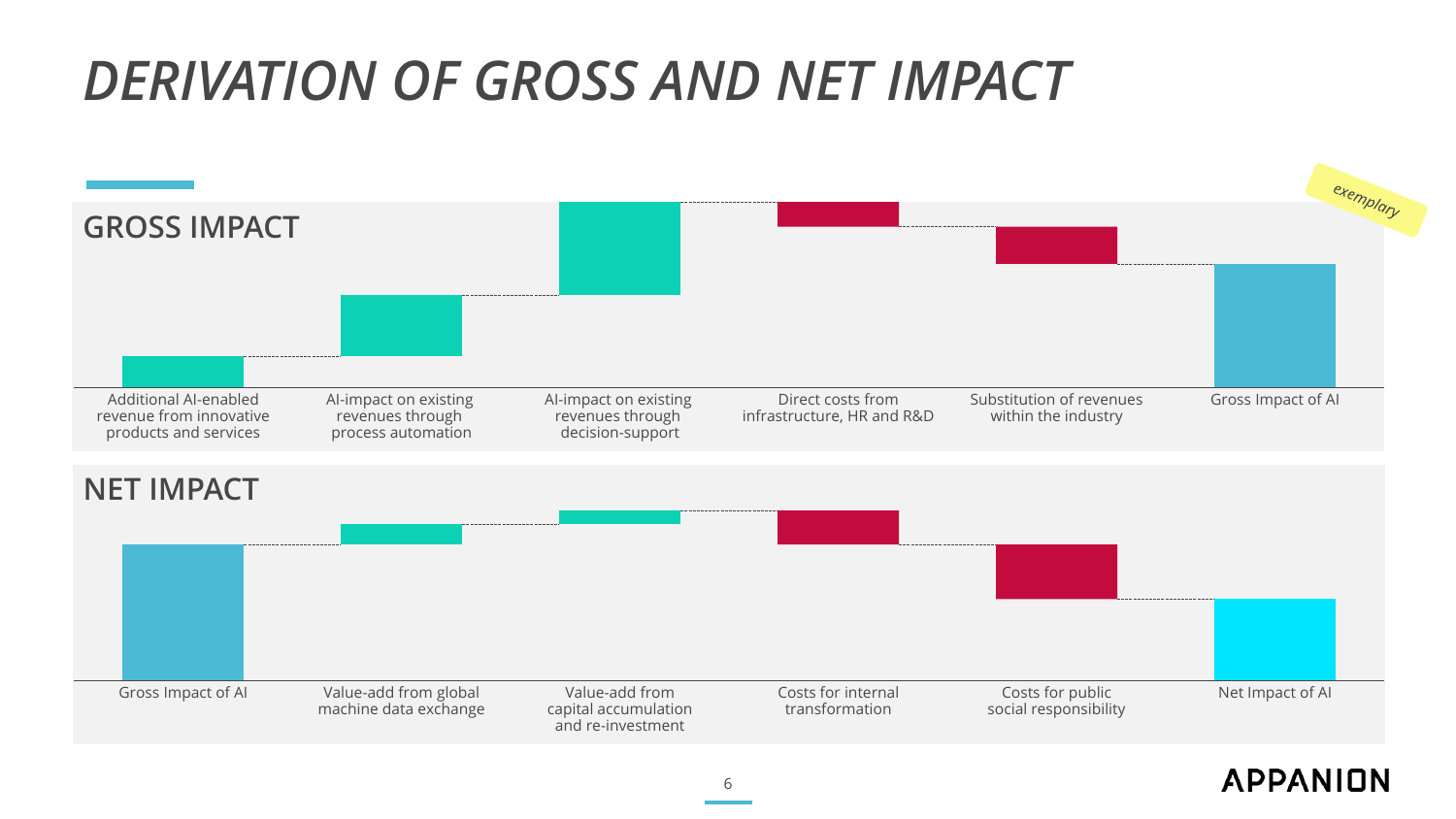# DERIVATION OF GROSS AND NET IMPACT

*exemplary*

## GROSS IMPACT

- Additional AI-enabled revenue from innovative products and services
- AI-impact on existing revenues through process automation
- AI-impact on existing revenues through decision-support
- Direct costs from infrastructure, HR and R&D
- Substitution of revenues within the industry
- Gross Impact of AI

## NET IMPACT

- Gross Impact of AI
- Value-add from global machine data exchange
- Value-add from capital accumulation and re-investment
- Costs for internal transformation
- Costs for public social responsibility
- Net Impact of AI

APPANION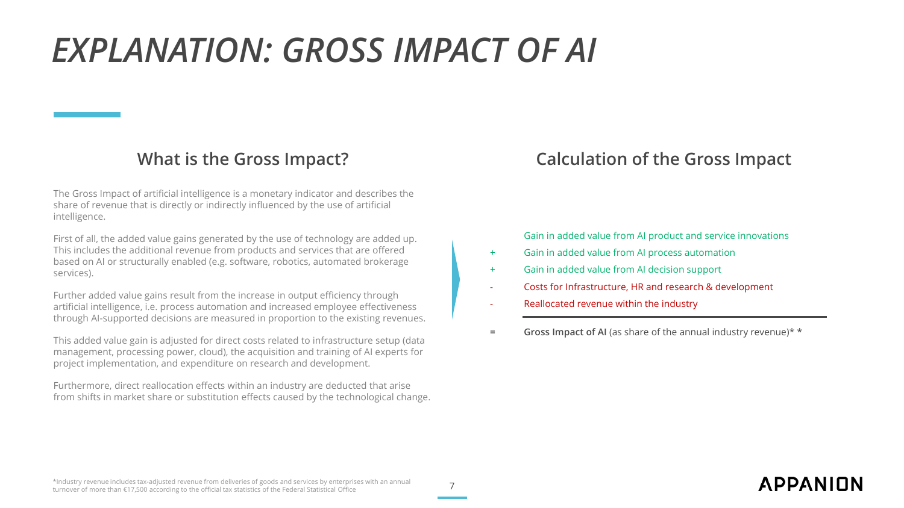# *EXPLANATION: GROSS IMPACT OF AI*

## What is the Gross Impact?

The Gross Impact of artificial intelligence is a monetary indicator and describes the share of revenue that is directly or indirectly influenced by the use of artificial intelligence.

First of all, the added value gains generated by the use of technology are added up. This includes the additional revenue from products and services that are offered based on AI or structurally enabled (e.g. software, robotics, automated brokerage services).

Further added value gains result from the increase in output efficiency through artificial intelligence, i.e. process automation and increased employee effectiveness through AI-supported decisions are measured in proportion to the existing revenues.

This added value gain is adjusted for direct costs related to infrastructure setup (data management, processing power, cloud), the acquisition and training of AI experts for project implementation, and expenditure on research and development.

Furthermore, direct reallocation effects within an industry are deducted that arise from shifts in market share or substitution effects caused by the technological change.

## Calculation of the Gross Impact

|   | Gain in added value from AI product and service innovations |
|---|---|
| + | Gain in added value from AI process automation |
| + | Gain in added value from AI decision support |
| - | Costs for Infrastructure, HR and research & development |
| - | Reallocated revenue within the industry |
| = | **Gross Impact of AI** (as share of the annual industry revenue)* * |

*Industry revenue includes tax-adjusted revenue from deliveries of goods and services by enterprises with an annual turnover of more than €17,500 according to the official tax statistics of the Federal Statistical Office

APPANION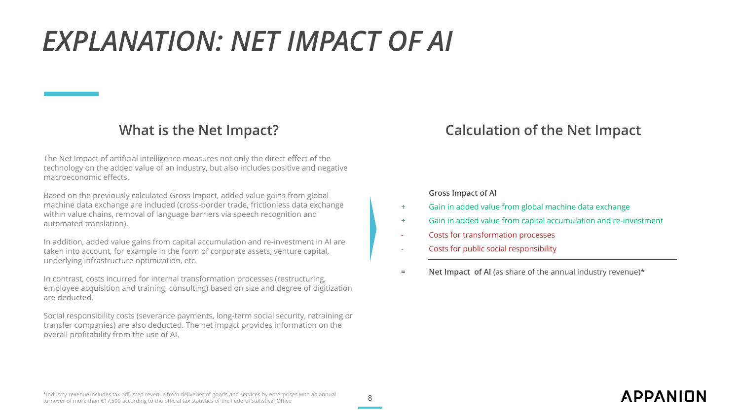# *EXPLANATION: NET IMPACT OF AI*

## What is the Net Impact?

The Net Impact of artificial intelligence measures not only the direct effect of the technology on the added value of an industry, but also includes positive and negative macroeconomic effects.

Based on the previously calculated Gross Impact, added value gains from global machine data exchange are included (cross-border trade, frictionless data exchange within value chains, removal of language barriers via speech recognition and automated translation).

In addition, added value gains from capital accumulation and re-investment in AI are taken into account, for example in the form of corporate assets, venture capital, underlying infrastructure optimization, etc.

In contrast, costs incurred for internal transformation processes (restructuring, employee acquisition and training, consulting) based on size and degree of digitization are deducted.

Social responsibility costs (severance payments, long-term social security, retraining or transfer companies) are also deducted. The net impact provides information on the overall profitability from the use of AI.

## Calculation of the Net Impact

**Gross Impact of AI**

\+ Gain in added value from global machine data exchange

\+ Gain in added value from capital accumulation and re-investment

\- Costs for transformation processes

\- Costs for public social responsibility

---

= **Net Impact of AI** (as share of the annual industry revenue)*

*Industry revenue includes tax-adjusted revenue from deliveries of goods and services by enterprises with an annual turnover of more than €17,500 according to the official tax statistics of the Federal Statistical Office

APPANION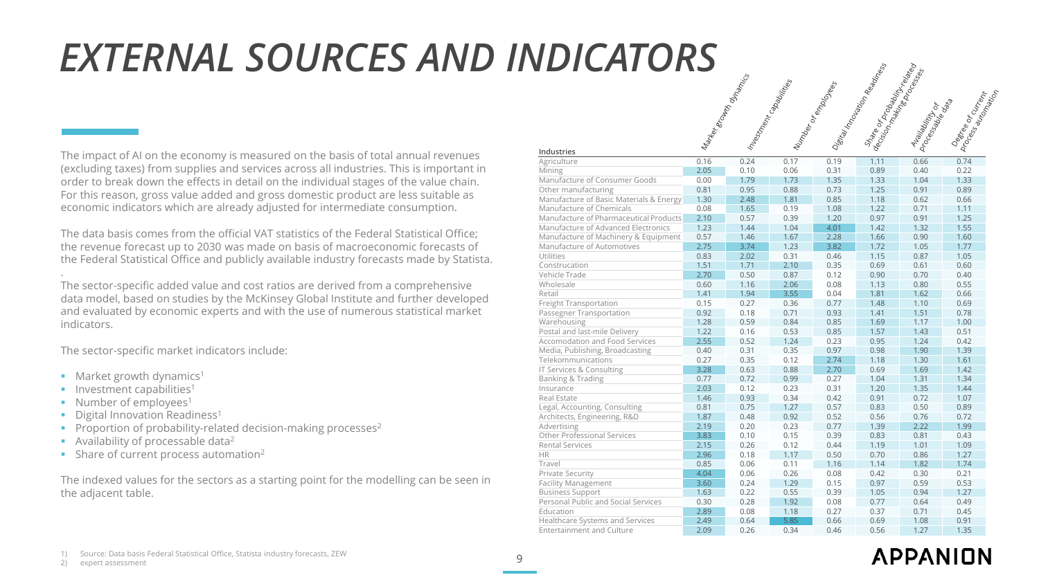# EXTERNAL SOURCES AND INDICATORS

The impact of AI on the economy is measured on the basis of total annual revenues (excluding taxes) from supplies and services across all industries. This is important in order to break down the effects in detail on the individual stages of the value chain. For this reason, gross value added and gross domestic product are less suitable as economic indicators which are already adjusted for intermediate consumption.

The data basis comes from the official VAT statistics of the Federal Statistical Office; the revenue forecast up to 2030 was made on basis of macroeconomic forecasts of the Federal Statistical Office and publicly available industry forecasts made by Statista.

.

The sector-specific added value and cost ratios are derived from a comprehensive data model, based on studies by the McKinsey Global Institute and further developed and evaluated by economic experts and with the use of numerous statistical market indicators.

The sector-specific market indicators include:

- Market growth dynamics[1]
- Investment capabilities[1]
- Number of employees[1]
- Digital Innovation Readiness[1]
- Proportion of probability-related decision-making processes[2]
- Availability of processable data[2]
- Share of current process automation[2]

The indexed values for the sectors as a starting point for the modelling can be seen in the adjacent table.

| Industries | Market growth dynamics | Investment capabilities | Number of employees | Digital Innovation Readiness | Share of probability-related decision-making processes | Availability of processable data | Degree of current process automation |
|---|---|---|---|---|---|---|---|
| Agriculture | 0.16 | 0.24 | 0.17 | 0.19 | 1.11 | 0.66 | 0.74 |
| Mining | 2.05 | 0.10 | 0.06 | 0.31 | 0.89 | 0.40 | 0.22 |
| Manufacture of Consumer Goods | 0.00 | 1.79 | 1.73 | 1.35 | 1.33 | 1.04 | 1.33 |
| Other manufacturing | 0.81 | 0.95 | 0.88 | 0.73 | 1.25 | 0.91 | 0.89 |
| Manufacture of Basic Materials & Energy | 1.30 | 2.48 | 1.81 | 0.85 | 1.18 | 0.62 | 0.66 |
| Manufacture of Chemicals | 0.08 | 1.65 | 0.19 | 1.08 | 1.22 | 0.71 | 1.11 |
| Manufacture of Pharmaceutical Products | 2.10 | 0.57 | 0.39 | 1.20 | 0.97 | 0.91 | 1.25 |
| Manufacture of Advanced Electronics | 1.23 | 1.44 | 1.04 | 4.01 | 1.42 | 1.32 | 1.55 |
| Manufacture of Machinery & Equipment | 0.57 | 1.46 | 1.67 | 2.28 | 1.66 | 0.90 | 1.60 |
| Manufacture of Automotives | 2.75 | 3.74 | 1.23 | 3.82 | 1.72 | 1.05 | 1.77 |
| Utilities | 0.83 | 2.02 | 0.31 | 0.46 | 1.15 | 0.87 | 1.05 |
| Construcation | 1.51 | 1.71 | 2.10 | 0.35 | 0.69 | 0.61 | 0.60 |
| Vehicle Trade | 2.70 | 0.50 | 0.87 | 0.12 | 0.90 | 0.70 | 0.40 |
| Wholesale | 0.60 | 1.16 | 2.06 | 0.08 | 1.13 | 0.80 | 0.55 |
| Retail | 1.41 | 1.94 | 3.55 | 0.04 | 1.81 | 1.62 | 0.66 |
| Freight Transportation | 0.15 | 0.27 | 0.36 | 0.77 | 1.48 | 1.10 | 0.69 |
| Passegner Transportation | 0.92 | 0.18 | 0.71 | 0.93 | 1.41 | 1.51 | 0.78 |
| Warehousing | 1.28 | 0.59 | 0.84 | 0.85 | 1.69 | 1.17 | 1.00 |
| Postal and last-mile Delivery | 1.22 | 0.16 | 0.53 | 0.85 | 1.57 | 1.43 | 0.51 |
| Accomodation and Food Services | 2.55 | 0.52 | 1.24 | 0.23 | 0.95 | 1.24 | 0.42 |
| Media, Publishing, Broadcasting | 0.40 | 0.31 | 0.35 | 0.97 | 0.98 | 1.90 | 1.39 |
| Telekommunications | 0.27 | 0.35 | 0.12 | 2.74 | 1.18 | 1.30 | 1.61 |
| IT Services & Consulting | 3.28 | 0.63 | 0.88 | 2.70 | 0.69 | 1.69 | 1.42 |
| Banking & Trading | 0.77 | 0.72 | 0.99 | 0.27 | 1.04 | 1.31 | 1.34 |
| Insurance | 2.03 | 0.12 | 0.23 | 0.31 | 1.20 | 1.35 | 1.44 |
| Real Estate | 1.46 | 0.93 | 0.34 | 0.42 | 0.91 | 0.72 | 1.07 |
| Legal, Accounting, Consulting | 0.81 | 0.75 | 1.27 | 0.57 | 0.83 | 0.50 | 0.89 |
| Architects, Engineering, R&D | 1.87 | 0.48 | 0.92 | 0.52 | 0.56 | 0.76 | 0.72 |
| Advertising | 2.19 | 0.20 | 0.23 | 0.77 | 1.39 | 2.22 | 1.99 |
| Other Professional Services | 3.83 | 0.10 | 0.15 | 0.39 | 0.83 | 0.81 | 0.43 |
| Rental Services | 2.15 | 0.26 | 0.12 | 0.44 | 1.19 | 1.01 | 1.09 |
| HR | 2.96 | 0.18 | 1.17 | 0.50 | 0.70 | 0.86 | 1.27 |
| Travel | 0.85 | 0.06 | 0.11 | 1.16 | 1.14 | 1.82 | 1.74 |
| Private Security | 4.04 | 0.06 | 0.26 | 0.08 | 0.42 | 0.30 | 0.21 |
| Facility Management | 3.60 | 0.24 | 1.29 | 0.15 | 0.97 | 0.59 | 0.53 |
| Business Support | 1.63 | 0.22 | 0.55 | 0.39 | 1.05 | 0.94 | 1.27 |
| Personal Public and Social Services | 0.30 | 0.28 | 1.92 | 0.08 | 0.77 | 0.64 | 0.49 |
| Education | 2.89 | 0.08 | 1.18 | 0.27 | 0.37 | 0.71 | 0.45 |
| Healthcare Systems and Services | 2.49 | 0.64 | 5.85 | 0.66 | 0.69 | 1.08 | 0.91 |
| Entertainment and Culture | 2.09 | 0.26 | 0.34 | 0.46 | 0.56 | 1.27 | 1.35 |

1) Source: Data basis Federal Statistical Office, Statista industry forecasts, ZEW
2) expert assessment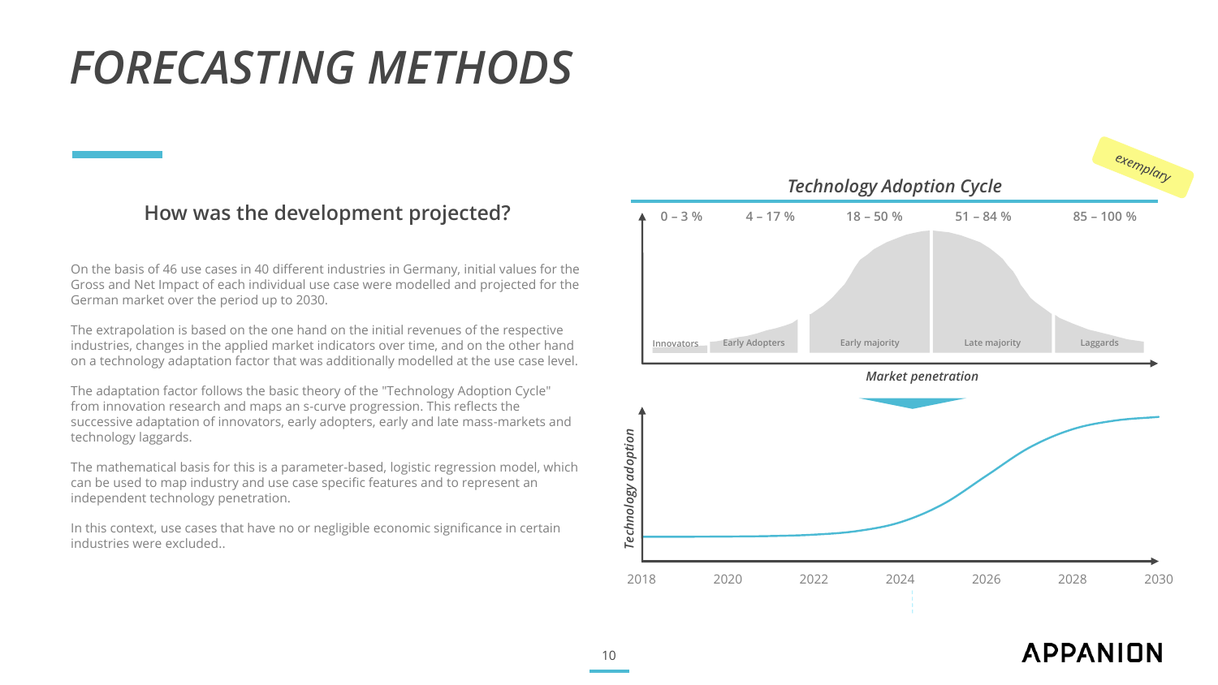# FORECASTING METHODS

## How was the development projected?

On the basis of 46 use cases in 40 different industries in Germany, initial values for the Gross and Net Impact of each individual use case were modelled and projected for the German market over the period up to 2030.

The extrapolation is based on the one hand on the initial revenues of the respective industries, changes in the applied market indicators over time, and on the other hand on a technology adaptation factor that was additionally modelled at the use case level.

The adaptation factor follows the basic theory of the "Technology Adoption Cycle" from innovation research and maps an s-curve progression. This reflects the successive adaptation of innovators, early adopters, early and late mass-markets and technology laggards.

The mathematical basis for this is a parameter-based, logistic regression model, which can be used to map industry and use case specific features and to represent an independent technology penetration.

In this context, use cases that have no or negligible economic significance in certain industries were excluded..

*exemplary*

### *Technology Adoption Cycle*

| 0 – 3 % | 4 – 17 % | 18 – 50 % | 51 – 84 % | 85 – 100 % |
|---|---|---|---|---|
| Innovators | Early Adopters | Early majority | Late majority | Laggards |

*Market penetration*

*Technology adoption*

2018 2020 2022 2024 2026 2028 2030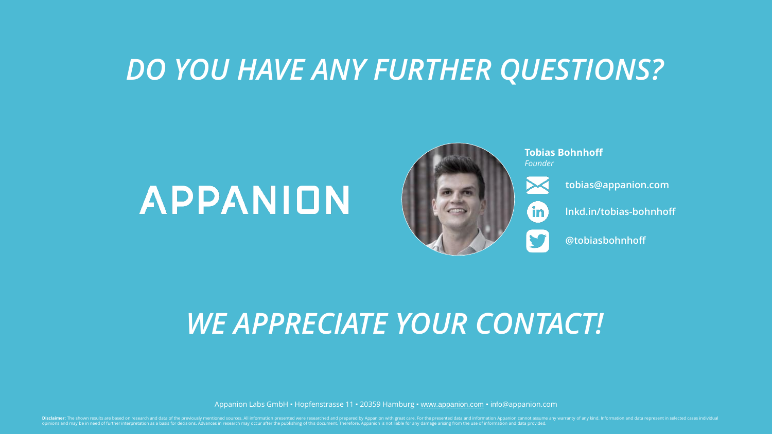# *DO YOU HAVE ANY FURTHER QUESTIONS?*

APPANION

**Tobias Bohnhoff**
*Founder*

**tobias@appanion.com**

**lnkd.in/tobias-bohnhoff**

**@tobiasbohnhoff**

# *WE APPRECIATE YOUR CONTACT!*

Appanion Labs GmbH • Hopfenstrasse 11 • 20359 Hamburg • www.appanion.com • info@appanion.com

**Disclaimer:** The shown results are based on research and data of the previously mentioned sources. All information presented were researched and prepared by Appanion with great care. For the presented data and information Appanion cannot assume any warranty of any kind. Information and data represent in selected cases individual opinions and may be in need of further interpretation as a basis for decisions. Advances in research may occur after the publishing of this document. Therefore, Appanion is not liable for any damage arising from the use of information and data provided.